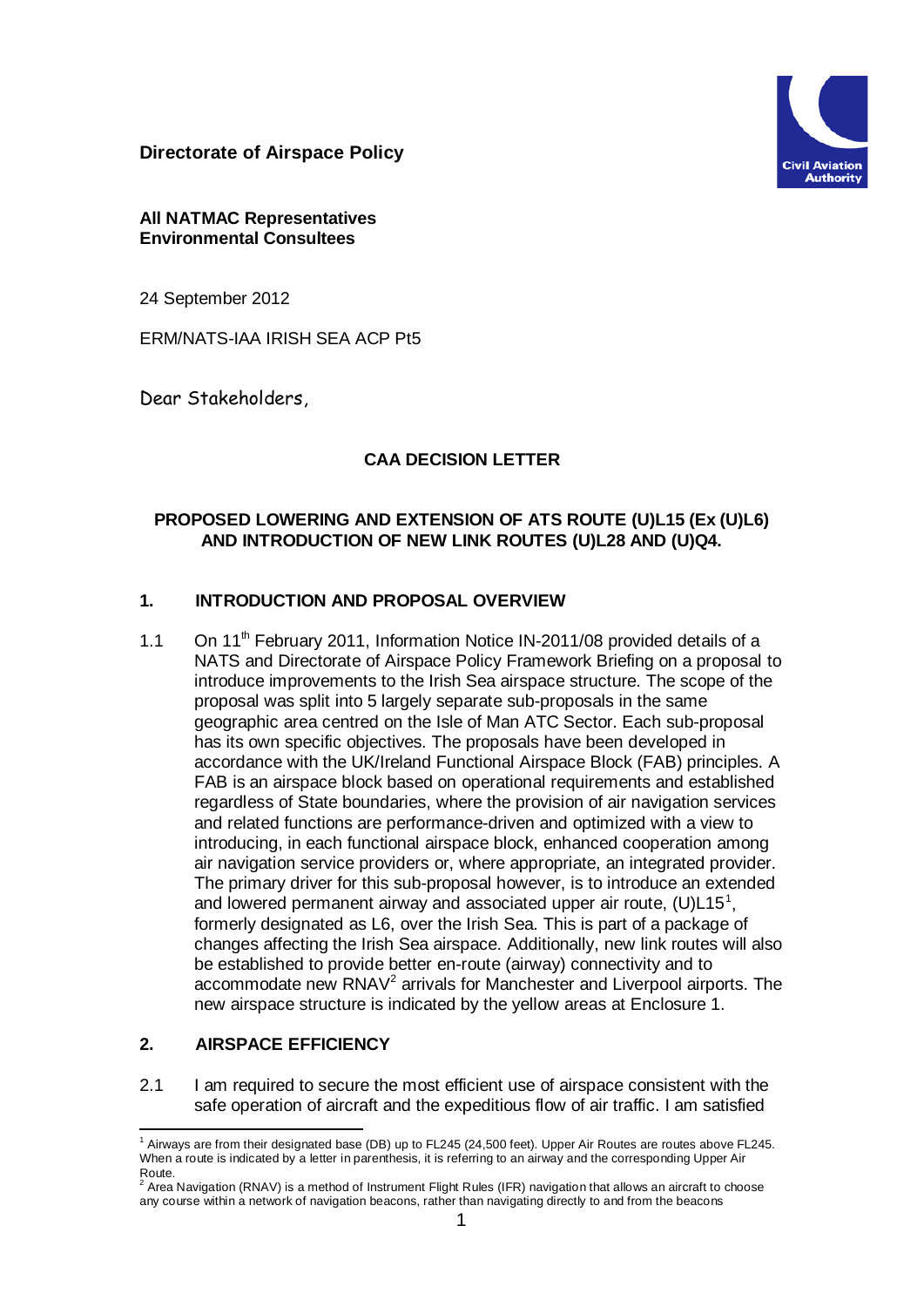**Directorate of Airspace Policy**

**All NATMAC Representatives**
**Environmental Consultees**

24 September 2012

ERM/NATS-IAA IRISH SEA ACP Pt5

Dear Stakeholders,

## CAA DECISION LETTER

### PROPOSED LOWERING AND EXTENSION OF ATS ROUTE (U)L15 (Ex (U)L6) AND INTRODUCTION OF NEW LINK ROUTES (U)L28 AND (U)Q4.

### 1. INTRODUCTION AND PROPOSAL OVERVIEW

1.1 On 11th February 2011, Information Notice IN-2011/08 provided details of a NATS and Directorate of Airspace Policy Framework Briefing on a proposal to introduce improvements to the Irish Sea airspace structure. The scope of the proposal was split into 5 largely separate sub-proposals in the same geographic area centred on the Isle of Man ATC Sector. Each sub-proposal has its own specific objectives. The proposals have been developed in accordance with the UK/Ireland Functional Airspace Block (FAB) principles. A FAB is an airspace block based on operational requirements and established regardless of State boundaries, where the provision of air navigation services and related functions are performance-driven and optimized with a view to introducing, in each functional airspace block, enhanced cooperation among air navigation service providers or, where appropriate, an integrated provider. The primary driver for this sub-proposal however, is to introduce an extended and lowered permanent airway and associated upper air route, (U)L15[1], formerly designated as L6, over the Irish Sea. This is part of a package of changes affecting the Irish Sea airspace. Additionally, new link routes will also be established to provide better en-route (airway) connectivity and to accommodate new RNAV[2] arrivals for Manchester and Liverpool airports. The new airspace structure is indicated by the yellow areas at Enclosure 1.

### 2. AIRSPACE EFFICIENCY

2.1 I am required to secure the most efficient use of airspace consistent with the safe operation of aircraft and the expeditious flow of air traffic. I am satisfied

[1] Airways are from their designated base (DB) up to FL245 (24,500 feet). Upper Air Routes are routes above FL245. When a route is indicated by a letter in parenthesis, it is referring to an airway and the corresponding Upper Air Route.

[2] Area Navigation (RNAV) is a method of Instrument Flight Rules (IFR) navigation that allows an aircraft to choose any course within a network of navigation beacons, rather than navigating directly to and from the beacons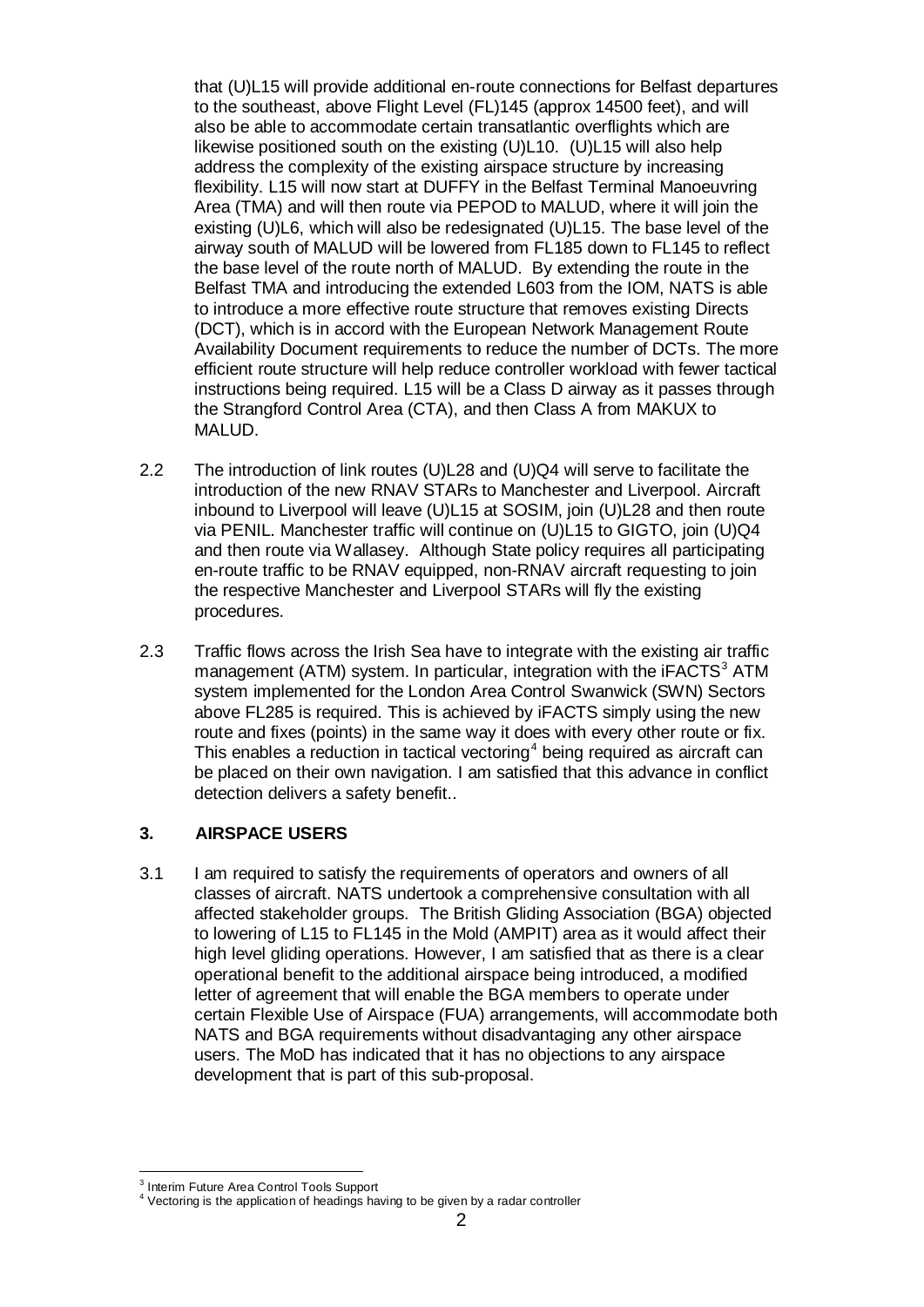that (U)L15 will provide additional en-route connections for Belfast departures to the southeast, above Flight Level (FL)145 (approx 14500 feet), and will also be able to accommodate certain transatlantic overflights which are likewise positioned south on the existing (U)L10. (U)L15 will also help address the complexity of the existing airspace structure by increasing flexibility. L15 will now start at DUFFY in the Belfast Terminal Manoeuvring Area (TMA) and will then route via PEPOD to MALUD, where it will join the existing (U)L6, which will also be redesignated (U)L15. The base level of the airway south of MALUD will be lowered from FL185 down to FL145 to reflect the base level of the route north of MALUD. By extending the route in the Belfast TMA and introducing the extended L603 from the IOM, NATS is able to introduce a more effective route structure that removes existing Directs (DCT), which is in accord with the European Network Management Route Availability Document requirements to reduce the number of DCTs. The more efficient route structure will help reduce controller workload with fewer tactical instructions being required. L15 will be a Class D airway as it passes through the Strangford Control Area (CTA), and then Class A from MAKUX to MALUD.

2.2 The introduction of link routes (U)L28 and (U)Q4 will serve to facilitate the introduction of the new RNAV STARs to Manchester and Liverpool. Aircraft inbound to Liverpool will leave (U)L15 at SOSIM, join (U)L28 and then route via PENIL. Manchester traffic will continue on (U)L15 to GIGTO, join (U)Q4 and then route via Wallasey. Although State policy requires all participating en-route traffic to be RNAV equipped, non-RNAV aircraft requesting to join the respective Manchester and Liverpool STARs will fly the existing procedures.

2.3 Traffic flows across the Irish Sea have to integrate with the existing air traffic management (ATM) system. In particular, integration with the iFACTS[3] ATM system implemented for the London Area Control Swanwick (SWN) Sectors above FL285 is required. This is achieved by iFACTS simply using the new route and fixes (points) in the same way it does with every other route or fix. This enables a reduction in tactical vectoring[4] being required as aircraft can be placed on their own navigation. I am satisfied that this advance in conflict detection delivers a safety benefit..

## 3. AIRSPACE USERS

3.1 I am required to satisfy the requirements of operators and owners of all classes of aircraft. NATS undertook a comprehensive consultation with all affected stakeholder groups. The British Gliding Association (BGA) objected to lowering of L15 to FL145 in the Mold (AMPIT) area as it would affect their high level gliding operations. However, I am satisfied that as there is a clear operational benefit to the additional airspace being introduced, a modified letter of agreement that will enable the BGA members to operate under certain Flexible Use of Airspace (FUA) arrangements, will accommodate both NATS and BGA requirements without disadvantaging any other airspace users. The MoD has indicated that it has no objections to any airspace development that is part of this sub-proposal.

[3] Interim Future Area Control Tools Support

[4] Vectoring is the application of headings having to be given by a radar controller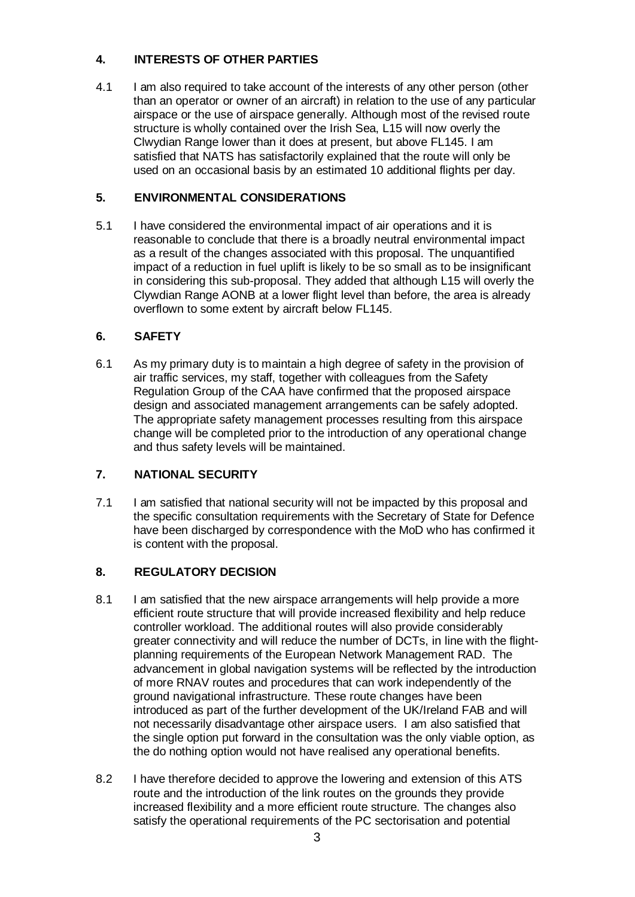## 4. INTERESTS OF OTHER PARTIES

4.1 I am also required to take account of the interests of any other person (other than an operator or owner of an aircraft) in relation to the use of any particular airspace or the use of airspace generally. Although most of the revised route structure is wholly contained over the Irish Sea, L15 will now overly the Clwydian Range lower than it does at present, but above FL145. I am satisfied that NATS has satisfactorily explained that the route will only be used on an occasional basis by an estimated 10 additional flights per day.

## 5. ENVIRONMENTAL CONSIDERATIONS

5.1 I have considered the environmental impact of air operations and it is reasonable to conclude that there is a broadly neutral environmental impact as a result of the changes associated with this proposal. The unquantified impact of a reduction in fuel uplift is likely to be so small as to be insignificant in considering this sub-proposal. They added that although L15 will overly the Clywdian Range AONB at a lower flight level than before, the area is already overflown to some extent by aircraft below FL145.

## 6. SAFETY

6.1 As my primary duty is to maintain a high degree of safety in the provision of air traffic services, my staff, together with colleagues from the Safety Regulation Group of the CAA have confirmed that the proposed airspace design and associated management arrangements can be safely adopted. The appropriate safety management processes resulting from this airspace change will be completed prior to the introduction of any operational change and thus safety levels will be maintained.

## 7. NATIONAL SECURITY

7.1 I am satisfied that national security will not be impacted by this proposal and the specific consultation requirements with the Secretary of State for Defence have been discharged by correspondence with the MoD who has confirmed it is content with the proposal.

## 8. REGULATORY DECISION

8.1 I am satisfied that the new airspace arrangements will help provide a more efficient route structure that will provide increased flexibility and help reduce controller workload. The additional routes will also provide considerably greater connectivity and will reduce the number of DCTs, in line with the flight-planning requirements of the European Network Management RAD. The advancement in global navigation systems will be reflected by the introduction of more RNAV routes and procedures that can work independently of the ground navigational infrastructure. These route changes have been introduced as part of the further development of the UK/Ireland FAB and will not necessarily disadvantage other airspace users. I am also satisfied that the single option put forward in the consultation was the only viable option, as the do nothing option would not have realised any operational benefits.

8.2 I have therefore decided to approve the lowering and extension of this ATS route and the introduction of the link routes on the grounds they provide increased flexibility and a more efficient route structure. The changes also satisfy the operational requirements of the PC sectorisation and potential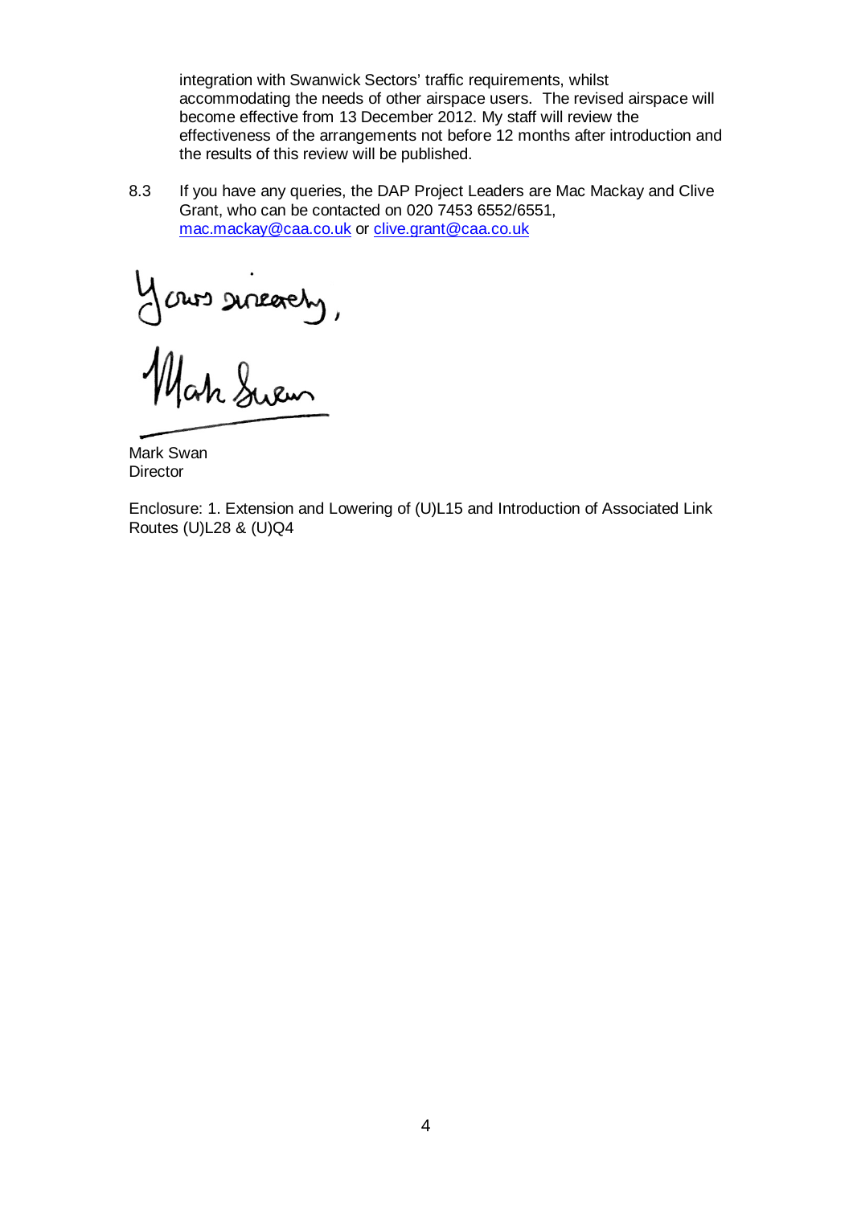integration with Swanwick Sectors' traffic requirements, whilst accommodating the needs of other airspace users. The revised airspace will become effective from 13 December 2012. My staff will review the effectiveness of the arrangements not before 12 months after introduction and the results of this review will be published.

8.3 If you have any queries, the DAP Project Leaders are Mac Mackay and Clive Grant, who can be contacted on 020 7453 6552/6551, mac.mackay@caa.co.uk or clive.grant@caa.co.uk

Yours sincerely,

Mark Swan

Mark Swan
Director

Enclosure: 1. Extension and Lowering of (U)L15 and Introduction of Associated Link Routes (U)L28 & (U)Q4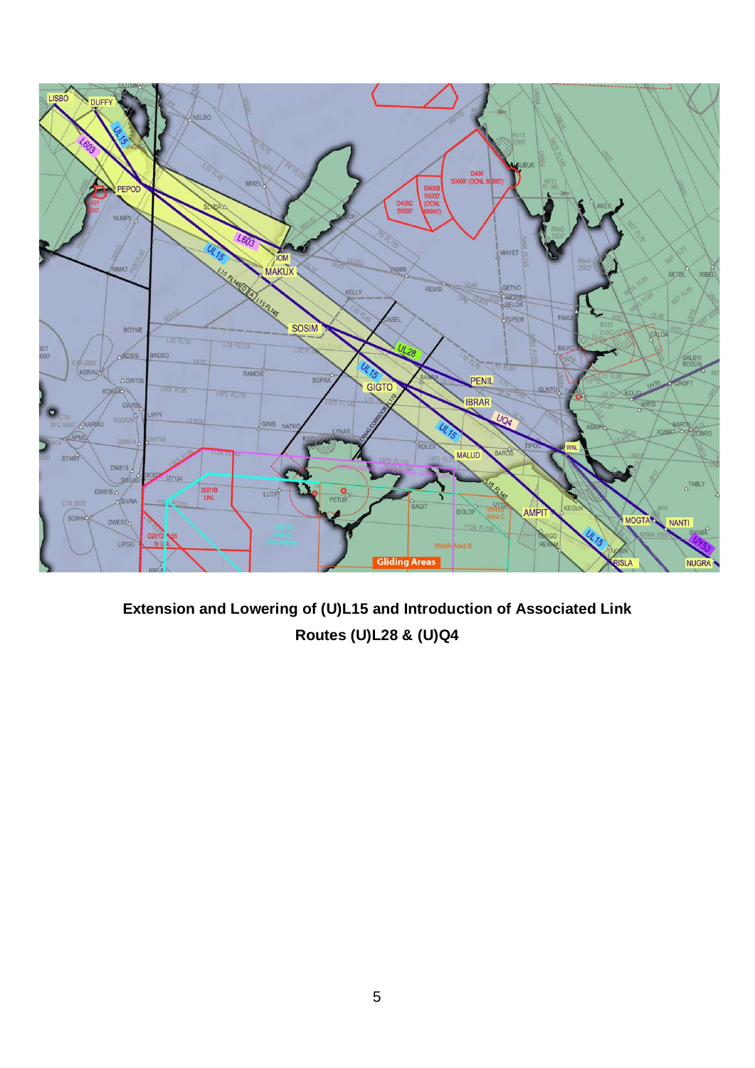**Extension and Lowering of (U)L15 and Introduction of Associated Link Routes (U)L28 & (U)Q4**